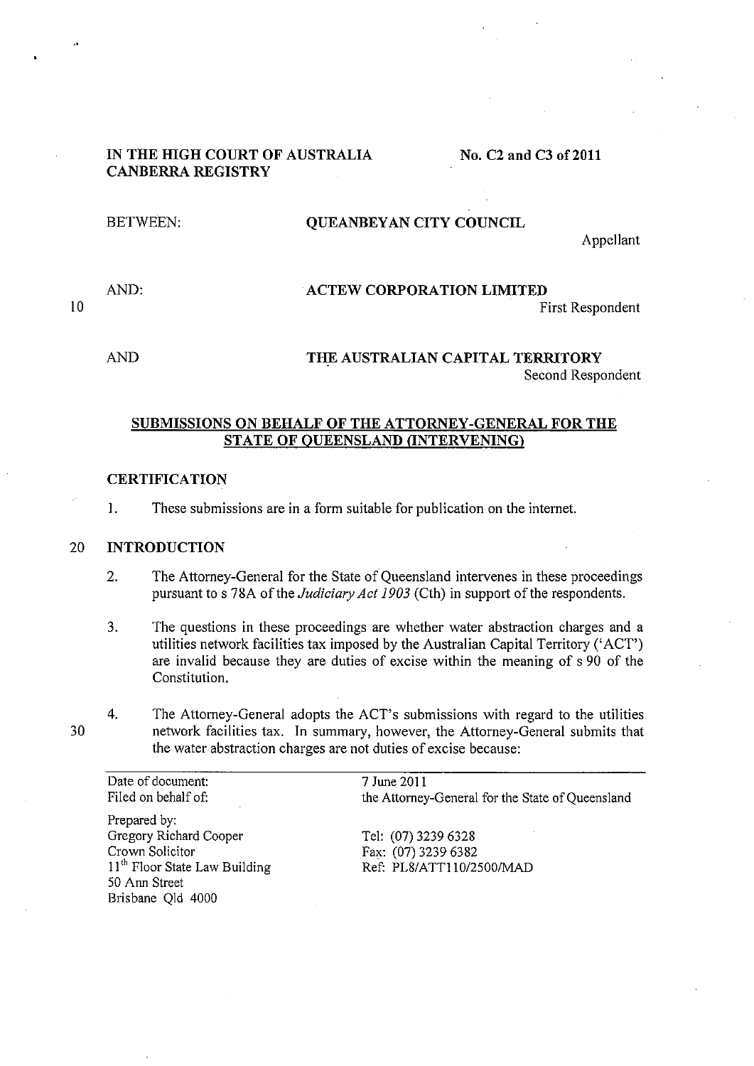**IN THE HIGH COURT OF AUSTRALIA**
**CANBERRA REGISTRY**

**No. C2 and C3 of 2011**

BETWEEN:

**QUEANBEYAN CITY COUNCIL**

Appellant

AND:

**ACTEW CORPORATION LIMITED**

First Respondent

AND

**THE AUSTRALIAN CAPITAL TERRITORY**

Second Respondent

## SUBMISSIONS ON BEHALF OF THE ATTORNEY-GENERAL FOR THE STATE OF QUEENSLAND (INTERVENING)

### CERTIFICATION

1. These submissions are in a form suitable for publication on the internet.

### INTRODUCTION

2. The Attorney-General for the State of Queensland intervenes in these proceedings pursuant to s 78A of the *Judiciary Act 1903* (Cth) in support of the respondents.

3. The questions in these proceedings are whether water abstraction charges and a utilities network facilities tax imposed by the Australian Capital Territory ('ACT') are invalid because they are duties of excise within the meaning of s 90 of the Constitution.

4. The Attorney-General adopts the ACT's submissions with regard to the utilities network facilities tax. In summary, however, the Attorney-General submits that the water abstraction charges are not duties of excise because:

| | |
|---|---|
| Date of document: | 7 June 2011 |
| Filed on behalf of: | the Attorney-General for the State of Queensland |
| Prepared by:<br>Gregory Richard Cooper<br>Crown Solicitor<br>11th Floor State Law Building<br>50 Ann Street<br>Brisbane Qld 4000 | Tel: (07) 3239 6328<br>Fax: (07) 3239 6382<br>Ref: PL8/ATT110/2500/MAD |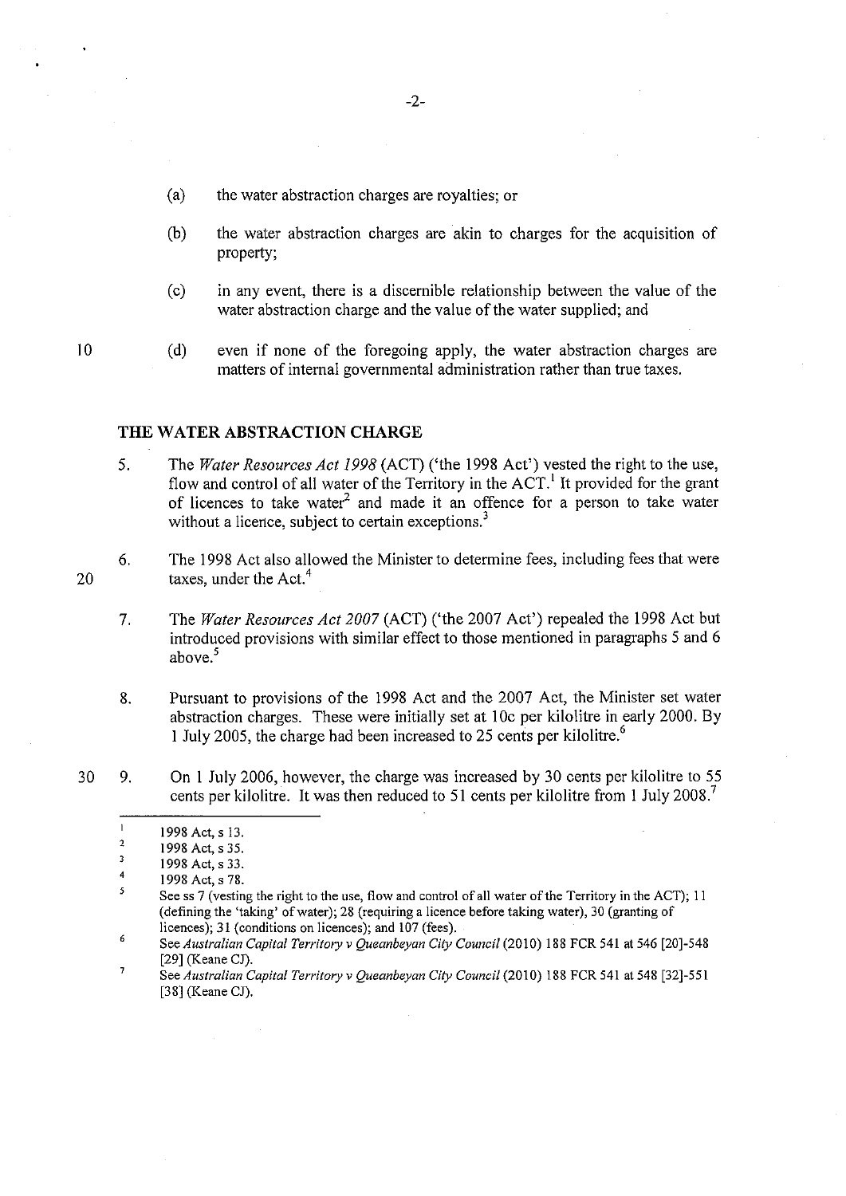(a) the water abstraction charges are royalties; or

(b) the water abstraction charges are akin to charges for the acquisition of property;

(c) in any event, there is a discernible relationship between the value of the water abstraction charge and the value of the water supplied; and

(d) even if none of the foregoing apply, the water abstraction charges are matters of internal governmental administration rather than true taxes.

## THE WATER ABSTRACTION CHARGE

5. The *Water Resources Act 1998* (ACT) ('the 1998 Act') vested the right to the use, flow and control of all water of the Territory in the ACT.[1] It provided for the grant of licences to take water[2] and made it an offence for a person to take water without a licence, subject to certain exceptions.[3]

6. The 1998 Act also allowed the Minister to determine fees, including fees that were taxes, under the Act.[4]

7. The *Water Resources Act 2007* (ACT) ('the 2007 Act') repealed the 1998 Act but introduced provisions with similar effect to those mentioned in paragraphs 5 and 6 above.[5]

8. Pursuant to provisions of the 1998 Act and the 2007 Act, the Minister set water abstraction charges. These were initially set at 10c per kilolitre in early 2000. By 1 July 2005, the charge had been increased to 25 cents per kilolitre.[6]

9. On 1 July 2006, however, the charge was increased by 30 cents per kilolitre to 55 cents per kilolitre. It was then reduced to 51 cents per kilolitre from 1 July 2008.[7]

---

[1] 1998 Act, s 13.

[2] 1998 Act, s 35.

[3] 1998 Act, s 33.

[4] 1998 Act, s 78.

[5] See ss 7 (vesting the right to the use, flow and control of all water of the Territory in the ACT); 11 (defining the 'taking' of water); 28 (requiring a licence before taking water), 30 (granting of licences); 31 (conditions on licences); and 107 (fees).

[6] See *Australian Capital Territory v Queanbeyan City Council* (2010) 188 FCR 541 at 546 [20]-548 [29] (Keane CJ).

[7] See *Australian Capital Territory v Queanbeyan City Council* (2010) 188 FCR 541 at 548 [32]-551 [38] (Keane CJ).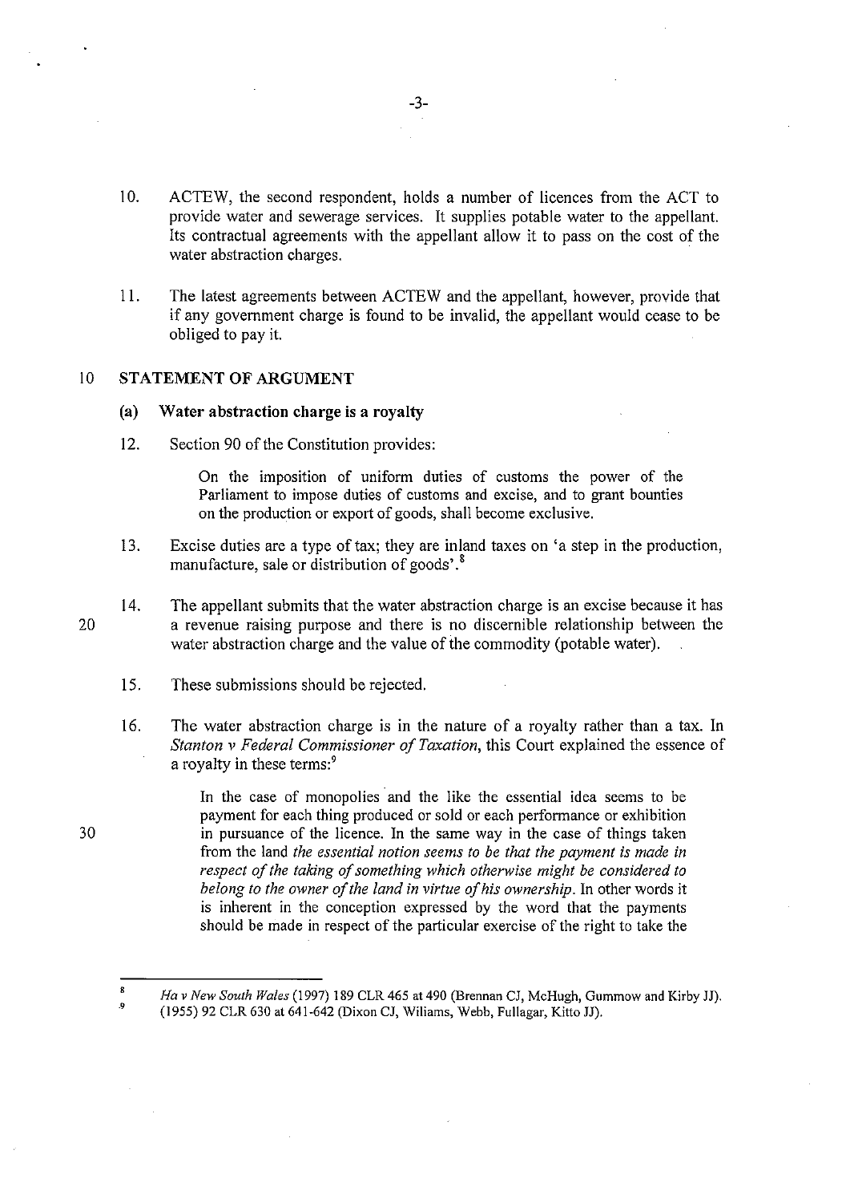10. ACTEW, the second respondent, holds a number of licences from the ACT to provide water and sewerage services. It supplies potable water to the appellant. Its contractual agreements with the appellant allow it to pass on the cost of the water abstraction charges.

11. The latest agreements between ACTEW and the appellant, however, provide that if any government charge is found to be invalid, the appellant would cease to be obliged to pay it.

## STATEMENT OF ARGUMENT

### (a) Water abstraction charge is a royalty

12. Section 90 of the Constitution provides:

> On the imposition of uniform duties of customs the power of the Parliament to impose duties of customs and excise, and to grant bounties on the production or export of goods, shall become exclusive.

13. Excise duties are a type of tax; they are inland taxes on 'a step in the production, manufacture, sale or distribution of goods'.[8]

14. The appellant submits that the water abstraction charge is an excise because it has a revenue raising purpose and there is no discernible relationship between the water abstraction charge and the value of the commodity (potable water).

15. These submissions should be rejected.

16. The water abstraction charge is in the nature of a royalty rather than a tax. In *Stanton v Federal Commissioner of Taxation*, this Court explained the essence of a royalty in these terms:[9]

> In the case of monopolies and the like the essential idea seems to be payment for each thing produced or sold or each performance or exhibition in pursuance of the licence. In the same way in the case of things taken from the land *the essential notion seems to be that the payment is made in respect of the taking of something which otherwise might be considered to belong to the owner of the land in virtue of his ownership*. In other words it is inherent in the conception expressed by the word that the payments should be made in respect of the particular exercise of the right to take the

---

[8] *Ha v New South Wales* (1997) 189 CLR 465 at 490 (Brennan CJ, McHugh, Gummow and Kirby JJ).

[9] (1955) 92 CLR 630 at 641-642 (Dixon CJ, Wiliams, Webb, Fullagar, Kitto JJ).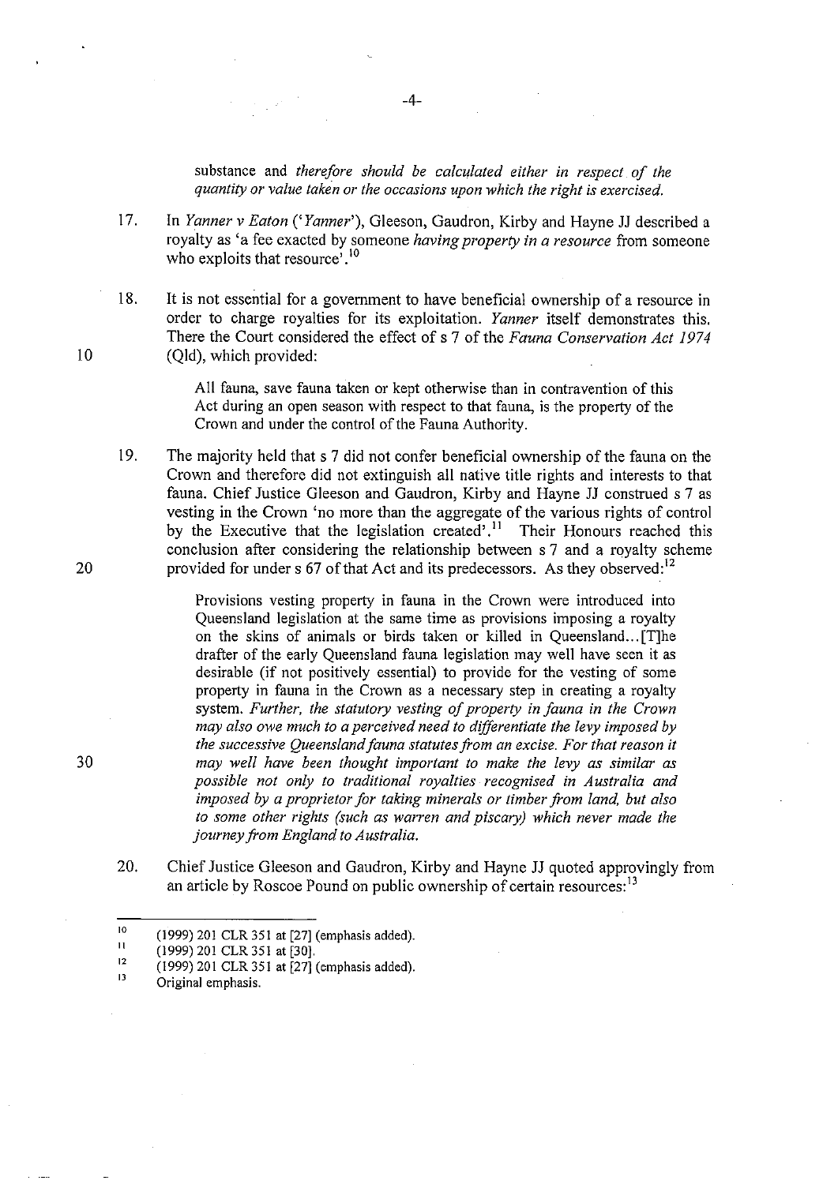> substance and *therefore should be calculated either in respect of the quantity or value taken or the occasions upon which the right is exercised.*

17. In *Yanner v Eaton* ('*Yanner*'), Gleeson, Gaudron, Kirby and Hayne JJ described a royalty as 'a fee exacted by someone *having property in a resource* from someone who exploits that resource'.[10]

18. It is not essential for a government to have beneficial ownership of a resource in order to charge royalties for its exploitation. *Yanner* itself demonstrates this. There the Court considered the effect of s 7 of the *Fauna Conservation Act 1974* (Qld), which provided:

> All fauna, save fauna taken or kept otherwise than in contravention of this Act during an open season with respect to that fauna, is the property of the Crown and under the control of the Fauna Authority.

19. The majority held that s 7 did not confer beneficial ownership of the fauna on the Crown and therefore did not extinguish all native title rights and interests to that fauna. Chief Justice Gleeson and Gaudron, Kirby and Hayne JJ construed s 7 as vesting in the Crown 'no more than the aggregate of the various rights of control by the Executive that the legislation created'.[11] Their Honours reached this conclusion after considering the relationship between s 7 and a royalty scheme provided for under s 67 of that Act and its predecessors. As they observed:[12]

> Provisions vesting property in fauna in the Crown were introduced into Queensland legislation at the same time as provisions imposing a royalty on the skins of animals or birds taken or killed in Queensland...[T]he drafter of the early Queensland fauna legislation may well have seen it as desirable (if not positively essential) to provide for the vesting of some property in fauna in the Crown as a necessary step in creating a royalty system. *Further, the statutory vesting of property in fauna in the Crown may also owe much to a perceived need to differentiate the levy imposed by the successive Queensland fauna statutes from an excise. For that reason it may well have been thought important to make the levy as similar as possible not only to traditional royalties recognised in Australia and imposed by a proprietor for taking minerals or timber from land, but also to some other rights (such as warren and piscary) which never made the journey from England to Australia.*

20. Chief Justice Gleeson and Gaudron, Kirby and Hayne JJ quoted approvingly from an article by Roscoe Pound on public ownership of certain resources:[13]

---

[10] (1999) 201 CLR 351 at [27] (emphasis added).

[11] (1999) 201 CLR 351 at [30].

[12] (1999) 201 CLR 351 at [27] (emphasis added).

[13] Original emphasis.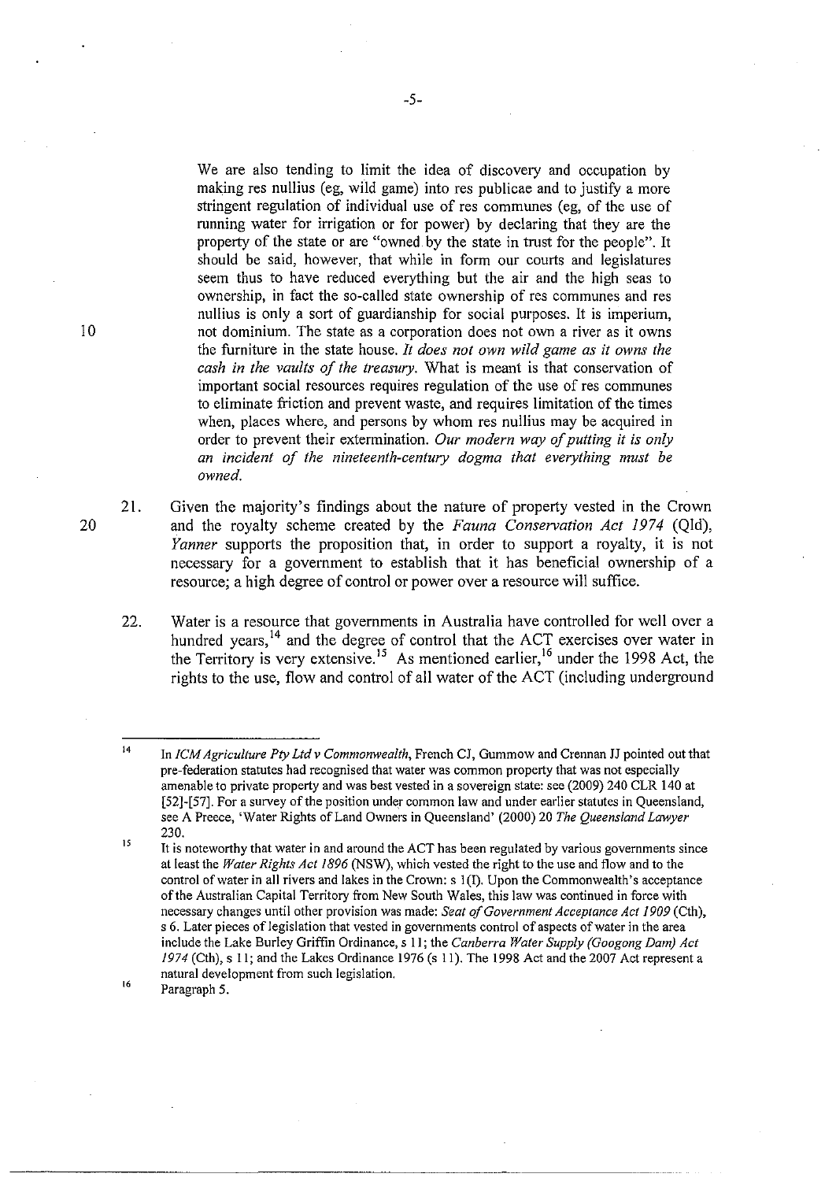> We are also tending to limit the idea of discovery and occupation by making res nullius (eg, wild game) into res publicae and to justify a more stringent regulation of individual use of res communes (eg, of the use of running water for irrigation or for power) by declaring that they are the property of the state or are "owned by the state in trust for the people". It should be said, however, that while in form our courts and legislatures seem thus to have reduced everything but the air and the high seas to ownership, in fact the so-called state ownership of res communes and res nullius is only a sort of guardianship for social purposes. It is imperium, not dominium. The state as a corporation does not own a river as it owns the furniture in the state house. *It does not own wild game as it owns the cash in the vaults of the treasury.* What is meant is that conservation of important social resources requires regulation of the use of res communes to eliminate friction and prevent waste, and requires limitation of the times when, places where, and persons by whom res nullius may be acquired in order to prevent their extermination. *Our modern way of putting it is only an incident of the nineteenth-century dogma that everything must be owned.*

21. Given the majority's findings about the nature of property vested in the Crown and the royalty scheme created by the *Fauna Conservation Act 1974* (Qld), *Yanner* supports the proposition that, in order to support a royalty, it is not necessary for a government to establish that it has beneficial ownership of a resource; a high degree of control or power over a resource will suffice.

22. Water is a resource that governments in Australia have controlled for well over a hundred years,[14] and the degree of control that the ACT exercises over water in the Territory is very extensive.[15] As mentioned earlier,[16] under the 1998 Act, the rights to the use, flow and control of all water of the ACT (including underground

---

[14] In *ICM Agriculture Pty Ltd v Commonwealth*, French CJ, Gummow and Crennan JJ pointed out that pre-federation statutes had recognised that water was common property that was not especially amenable to private property and was best vested in a sovereign state: see (2009) 240 CLR 140 at [52]-[57]. For a survey of the position under common law and under earlier statutes in Queensland, see A Preece, 'Water Rights of Land Owners in Queensland' (2000) 20 *The Queensland Lawyer* 230.

[15] It is noteworthy that water in and around the ACT has been regulated by various governments since at least the *Water Rights Act 1896* (NSW), which vested the right to the use and flow and to the control of water in all rivers and lakes in the Crown: s 1(I). Upon the Commonwealth's acceptance of the Australian Capital Territory from New South Wales, this law was continued in force with necessary changes until other provision was made: *Seat of Government Acceptance Act 1909* (Cth), s 6. Later pieces of legislation that vested in governments control of aspects of water in the area include the Lake Burley Griffin Ordinance, s 11; the *Canberra Water Supply (Googong Dam) Act 1974* (Cth), s 11; and the Lakes Ordinance 1976 (s 11). The 1998 Act and the 2007 Act represent a natural development from such legislation.

[16] Paragraph 5.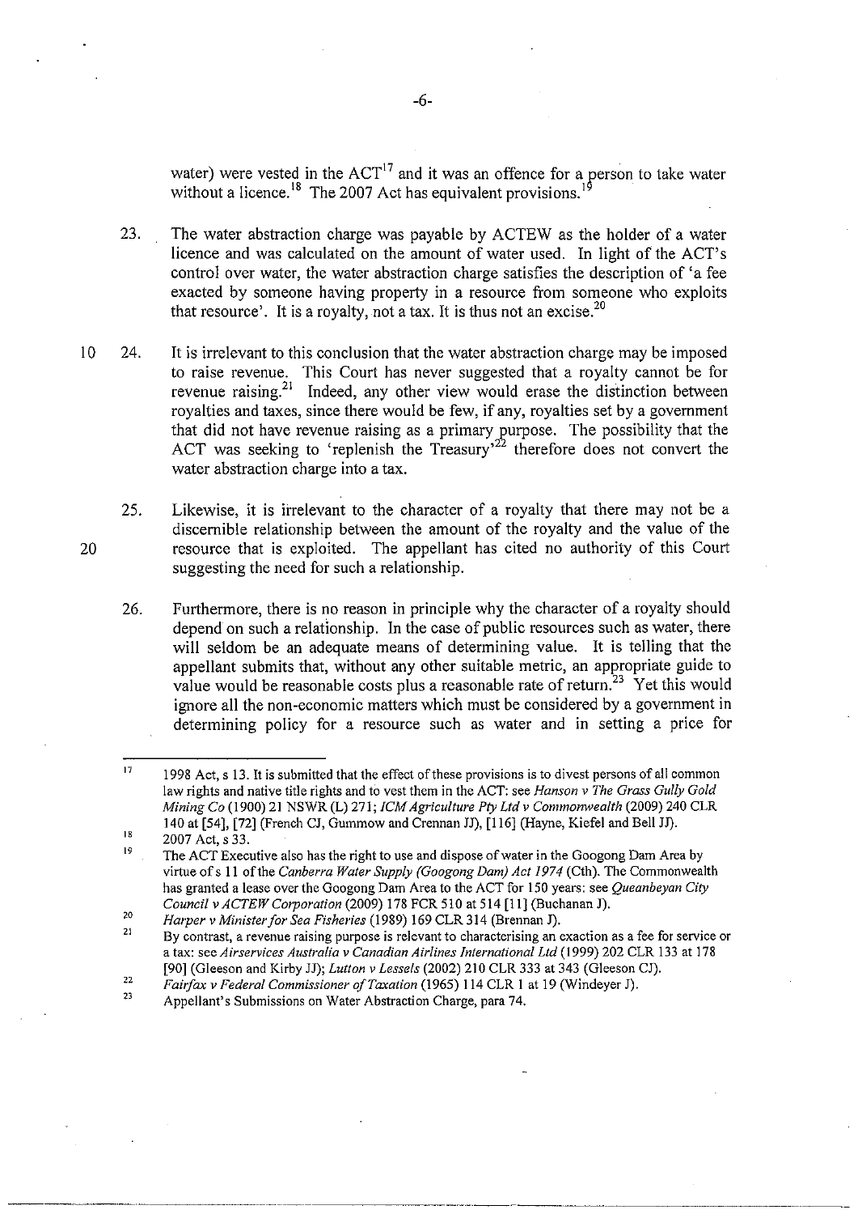water) were vested in the ACT[17] and it was an offence for a person to take water without a licence.[18] The 2007 Act has equivalent provisions.[19]

23. The water abstraction charge was payable by ACTEW as the holder of a water licence and was calculated on the amount of water used. In light of the ACT's control over water, the water abstraction charge satisfies the description of 'a fee exacted by someone having property in a resource from someone who exploits that resource'. It is a royalty, not a tax. It is thus not an excise.[20]

24. It is irrelevant to this conclusion that the water abstraction charge may be imposed to raise revenue. This Court has never suggested that a royalty cannot be for revenue raising.[21] Indeed, any other view would erase the distinction between royalties and taxes, since there would be few, if any, royalties set by a government that did not have revenue raising as a primary purpose. The possibility that the ACT was seeking to 'replenish the Treasury'[22] therefore does not convert the water abstraction charge into a tax.

25. Likewise, it is irrelevant to the character of a royalty that there may not be a discernible relationship between the amount of the royalty and the value of the resource that is exploited. The appellant has cited no authority of this Court suggesting the need for such a relationship.

26. Furthermore, there is no reason in principle why the character of a royalty should depend on such a relationship. In the case of public resources such as water, there will seldom be an adequate means of determining value. It is telling that the appellant submits that, without any other suitable metric, an appropriate guide to value would be reasonable costs plus a reasonable rate of return.[23] Yet this would ignore all the non-economic matters which must be considered by a government in determining policy for a resource such as water and in setting a price for

---

[17] 1998 Act, s 13. It is submitted that the effect of these provisions is to divest persons of all common law rights and native title rights and to vest them in the ACT: see *Hanson v The Grass Gully Gold Mining Co* (1900) 21 NSWR (L) 271; *ICM Agriculture Pty Ltd v Commonwealth* (2009) 240 CLR 140 at [54], [72] (French CJ, Gummow and Crennan JJ), [116] (Hayne, Kiefel and Bell JJ).

[18] 2007 Act, s 33.

[19] The ACT Executive also has the right to use and dispose of water in the Googong Dam Area by virtue of s 11 of the *Canberra Water Supply (Googong Dam) Act 1974* (Cth). The Commonwealth has granted a lease over the Googong Dam Area to the ACT for 150 years: see *Queanbeyan City Council v ACTEW Corporation* (2009) 178 FCR 510 at 514 [11] (Buchanan J).

[20] *Harper v Minister for Sea Fisheries* (1989) 169 CLR 314 (Brennan J).

[21] By contrast, a revenue raising purpose is relevant to characterising an exaction as a fee for service or a tax: see *Airservices Australia v Canadian Airlines International Ltd* (1999) 202 CLR 133 at 178 [90] (Gleeson and Kirby JJ); *Lutton v Lessels* (2002) 210 CLR 333 at 343 (Gleeson CJ).

[22] *Fairfax v Federal Commissioner of Taxation* (1965) 114 CLR 1 at 19 (Windeyer J).

[23] Appellant's Submissions on Water Abstraction Charge, para 74.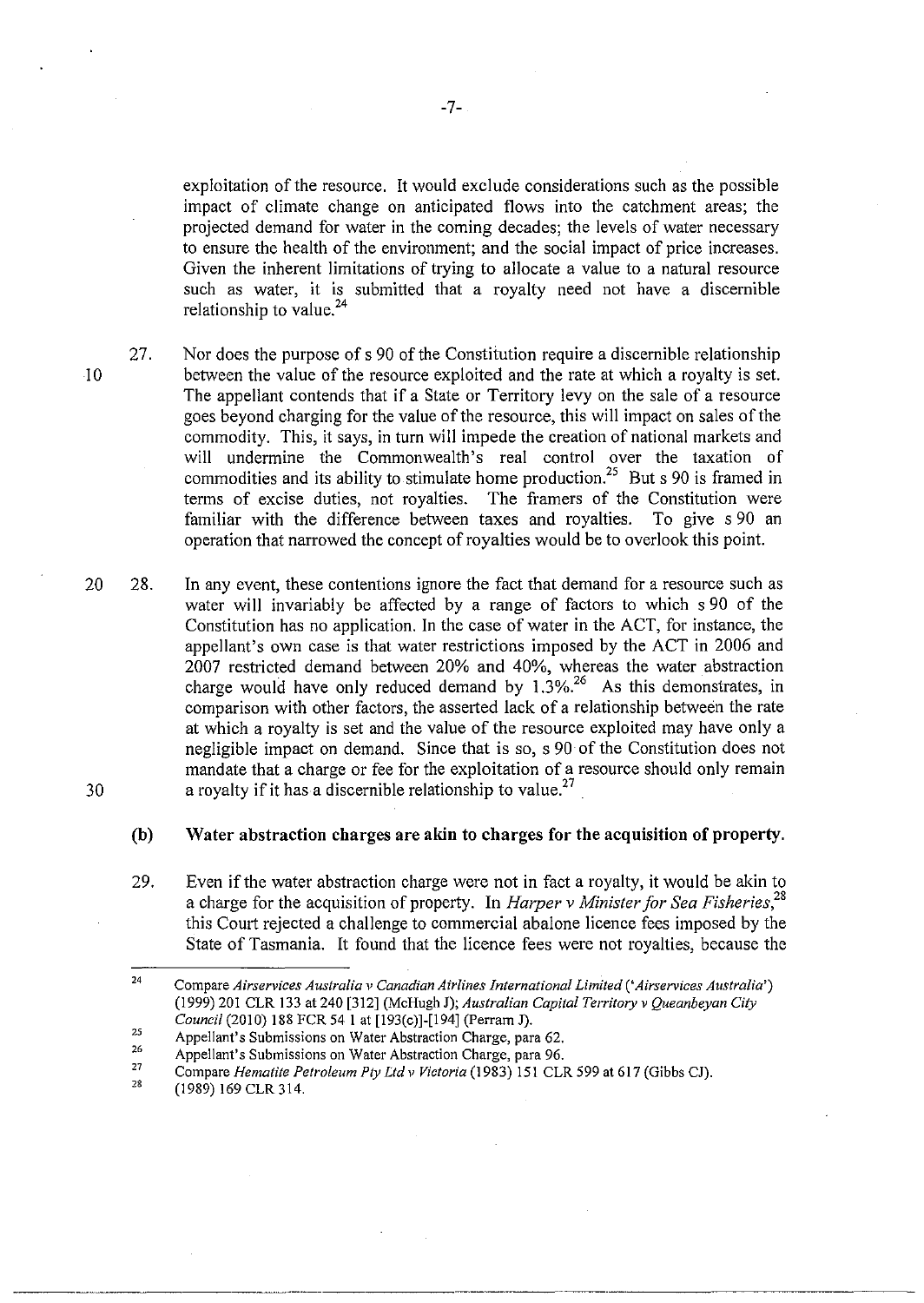exploitation of the resource. It would exclude considerations such as the possible impact of climate change on anticipated flows into the catchment areas; the projected demand for water in the coming decades; the levels of water necessary to ensure the health of the environment; and the social impact of price increases. Given the inherent limitations of trying to allocate a value to a natural resource such as water, it is submitted that a royalty need not have a discernible relationship to value.[24]

27. Nor does the purpose of s 90 of the Constitution require a discernible relationship between the value of the resource exploited and the rate at which a royalty is set. The appellant contends that if a State or Territory levy on the sale of a resource goes beyond charging for the value of the resource, this will impact on sales of the commodity. This, it says, in turn will impede the creation of national markets and will undermine the Commonwealth's real control over the taxation of commodities and its ability to stimulate home production.[25] But s 90 is framed in terms of excise duties, not royalties. The framers of the Constitution were familiar with the difference between taxes and royalties. To give s 90 an operation that narrowed the concept of royalties would be to overlook this point.

28. In any event, these contentions ignore the fact that demand for a resource such as water will invariably be affected by a range of factors to which s 90 of the Constitution has no application. In the case of water in the ACT, for instance, the appellant's own case is that water restrictions imposed by the ACT in 2006 and 2007 restricted demand between 20% and 40%, whereas the water abstraction charge would have only reduced demand by 1.3%.[26] As this demonstrates, in comparison with other factors, the asserted lack of a relationship between the rate at which a royalty is set and the value of the resource exploited may have only a negligible impact on demand. Since that is so, s 90 of the Constitution does not mandate that a charge or fee for the exploitation of a resource should only remain a royalty if it has a discernible relationship to value.[27]

**(b) Water abstraction charges are akin to charges for the acquisition of property.**

29. Even if the water abstraction charge were not in fact a royalty, it would be akin to a charge for the acquisition of property. In *Harper v Minister for Sea Fisheries*,[28] this Court rejected a challenge to commercial abalone licence fees imposed by the State of Tasmania. It found that the licence fees were not royalties, because the

---

[24] Compare *Airservices Australia v Canadian Airlines International Limited* ('*Airservices Australia*') (1999) 201 CLR 133 at 240 [312] (McHugh J); *Australian Capital Territory v Queanbeyan City Council* (2010) 188 FCR 54 1 at [193(c)]-[194] (Perram J).

[25] Appellant's Submissions on Water Abstraction Charge, para 62.

[26] Appellant's Submissions on Water Abstraction Charge, para 96.

[27] Compare *Hematite Petroleum Pty Ltd v Victoria* (1983) 151 CLR 599 at 617 (Gibbs CJ).

[28] (1989) 169 CLR 314.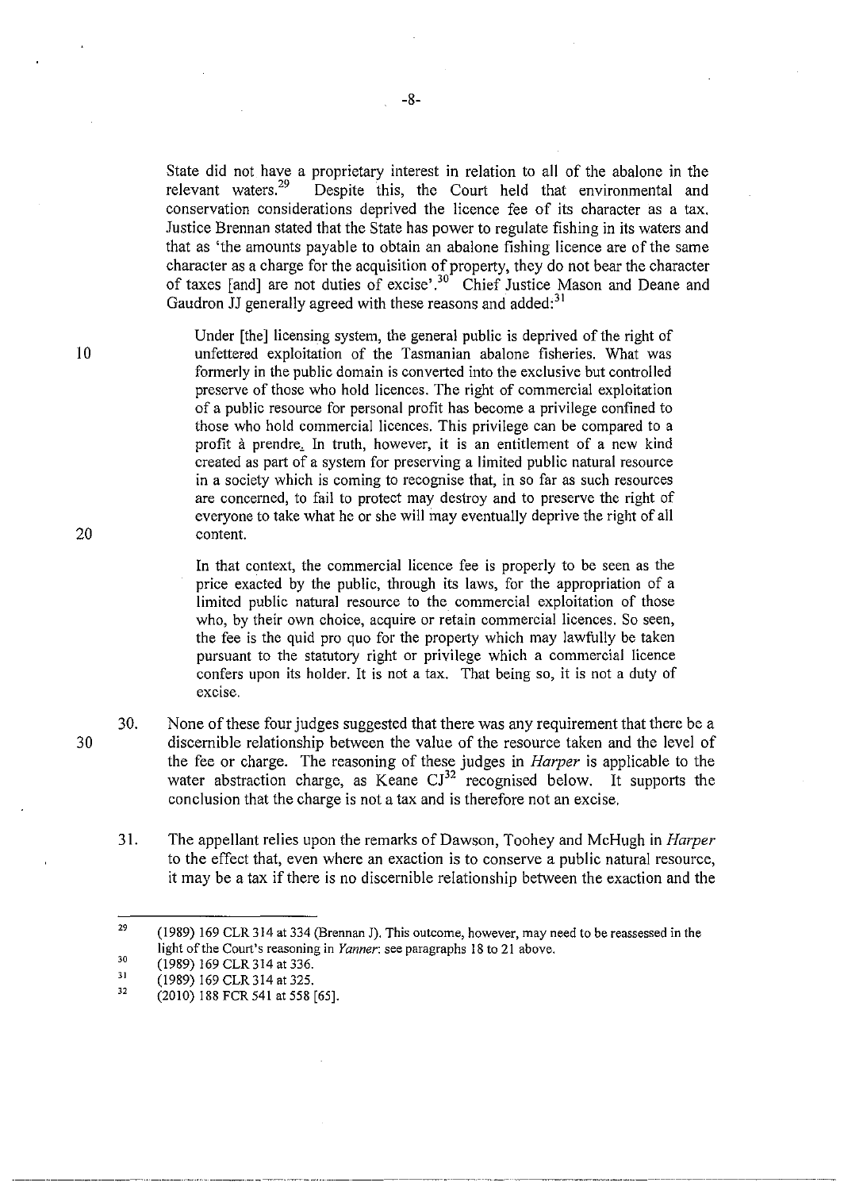State did not have a proprietary interest in relation to all of the abalone in the relevant waters.[29] Despite this, the Court held that environmental and conservation considerations deprived the licence fee of its character as a tax. Justice Brennan stated that the State has power to regulate fishing in its waters and that as 'the amounts payable to obtain an abalone fishing licence are of the same character as a charge for the acquisition of property, they do not bear the character of taxes [and] are not duties of excise'.[30] Chief Justice Mason and Deane and Gaudron JJ generally agreed with these reasons and added:[31]

> Under [the] licensing system, the general public is deprived of the right of unfettered exploitation of the Tasmanian abalone fisheries. What was formerly in the public domain is converted into the exclusive but controlled preserve of those who hold licences. The right of commercial exploitation of a public resource for personal profit has become a privilege confined to those who hold commercial licences. This privilege can be compared to a profit à prendre. In truth, however, it is an entitlement of a new kind created as part of a system for preserving a limited public natural resource in a society which is coming to recognise that, in so far as such resources are concerned, to fail to protect may destroy and to preserve the right of everyone to take what he or she will may eventually deprive the right of all content.
>
> In that context, the commercial licence fee is properly to be seen as the price exacted by the public, through its laws, for the appropriation of a limited public natural resource to the commercial exploitation of those who, by their own choice, acquire or retain commercial licences. So seen, the fee is the quid pro quo for the property which may lawfully be taken pursuant to the statutory right or privilege which a commercial licence confers upon its holder. It is not a tax. That being so, it is not a duty of excise.

30. None of these four judges suggested that there was any requirement that there be a discernible relationship between the value of the resource taken and the level of the fee or charge. The reasoning of these judges in *Harper* is applicable to the water abstraction charge, as Keane CJ[32] recognised below. It supports the conclusion that the charge is not a tax and is therefore not an excise.

31. The appellant relies upon the remarks of Dawson, Toohey and McHugh in *Harper* to the effect that, even where an exaction is to conserve a public natural resource, it may be a tax if there is no discernible relationship between the exaction and the

---

[29] (1989) 169 CLR 314 at 334 (Brennan J). This outcome, however, may need to be reassessed in the light of the Court's reasoning in *Yanner*: see paragraphs 18 to 21 above.

[30] (1989) 169 CLR 314 at 336.

[31] (1989) 169 CLR 314 at 325.

[32] (2010) 188 FCR 541 at 558 [65].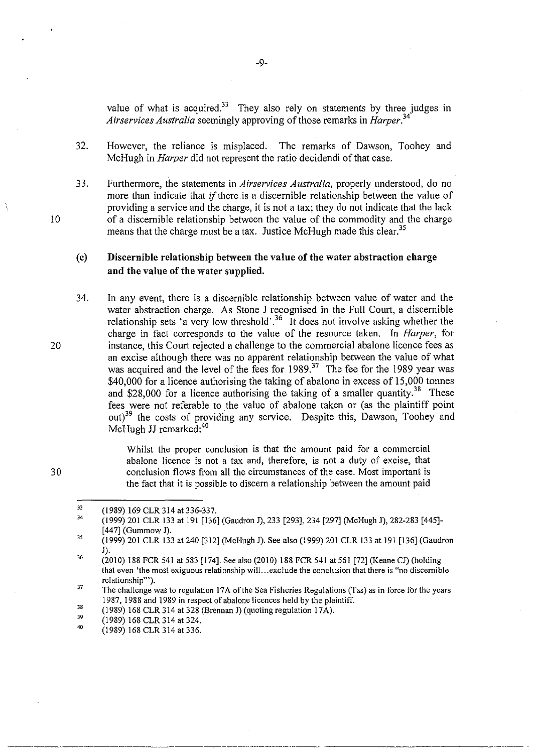value of what is acquired.[33] They also rely on statements by three judges in *Airservices Australia* seemingly approving of those remarks in *Harper*.[34]

32. However, the reliance is misplaced. The remarks of Dawson, Toohey and McHugh in *Harper* did not represent the ratio decidendi of that case.

33. Furthermore, the statements in *Airservices Australia*, properly understood, do no more than indicate that *if* there is a discernible relationship between the value of providing a service and the charge, it is not a tax; they do not indicate that the lack of a discernible relationship between the value of the commodity and the charge means that the charge must be a tax. Justice McHugh made this clear.[35]

### (c) Discernible relationship between the value of the water abstraction charge and the value of the water supplied.

34. In any event, there is a discernible relationship between value of water and the water abstraction charge. As Stone J recognised in the Full Court, a discernible relationship sets 'a very low threshold'.[36] It does not involve asking whether the charge in fact corresponds to the value of the resource taken. In *Harper*, for instance, this Court rejected a challenge to the commercial abalone licence fees as an excise although there was no apparent relationship between the value of what was acquired and the level of the fees for 1989.[37] The fee for the 1989 year was $40,000 for a licence authorising the taking of abalone in excess of 15,000 tonnes and $28,000 for a licence authorising the taking of a smaller quantity.[38] These fees were not referable to the value of abalone taken or (as the plaintiff point out)[39] the costs of providing any service. Despite this, Dawson, Toohey and McHugh JJ remarked:[40]

> Whilst the proper conclusion is that the amount paid for a commercial abalone licence is not a tax and, therefore, is not a duty of excise, that conclusion flows from all the circumstances of the case. Most important is the fact that it is possible to discern a relationship between the amount paid

---

[33] (1989) 169 CLR 314 at 336-337.

[34] (1999) 201 CLR 133 at 191 [136] (Gaudron J), 233 [293], 234 [297] (McHugh J), 282-283 [445]-[447] (Gummow J).

[35] (1999) 201 CLR 133 at 240 [312] (McHugh J). See also (1999) 201 CLR 133 at 191 [136] (Gaudron J).

[36] (2010) 188 FCR 541 at 583 [174]. See also (2010) 188 FCR 541 at 561 [72] (Keane CJ) (holding that even 'the most exiguous relationship will...exclude the conclusion that there is "no discernible relationship"').

[37] The challenge was to regulation 17A of the Sea Fisheries Regulations (Tas) as in force for the years 1987, 1988 and 1989 in respect of abalone licences held by the plaintiff.

[38] (1989) 168 CLR 314 at 328 (Brennan J) (quoting regulation 17A).

[39] (1989) 168 CLR 314 at 324.

[40] (1989) 168 CLR 314 at 336.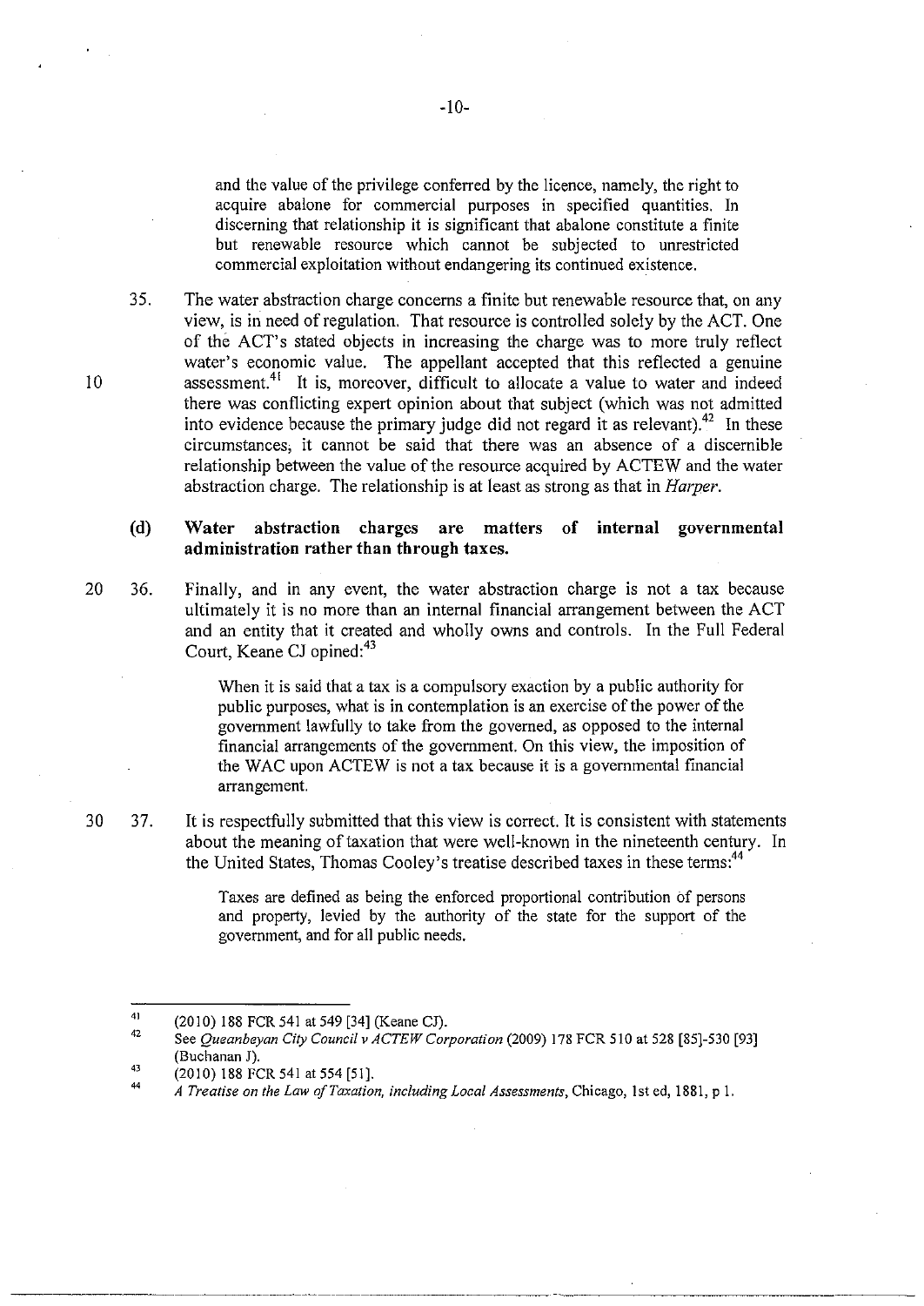> and the value of the privilege conferred by the licence, namely, the right to acquire abalone for commercial purposes in specified quantities. In discerning that relationship it is significant that abalone constitute a finite but renewable resource which cannot be subjected to unrestricted commercial exploitation without endangering its continued existence.

35. The water abstraction charge concerns a finite but renewable resource that, on any view, is in need of regulation. That resource is controlled solely by the ACT. One of the ACT's stated objects in increasing the charge was to more truly reflect water's economic value. The appellant accepted that this reflected a genuine assessment.[41] It is, moreover, difficult to allocate a value to water and indeed there was conflicting expert opinion about that subject (which was not admitted into evidence because the primary judge did not regard it as relevant).[42] In these circumstances, it cannot be said that there was an absence of a discernible relationship between the value of the resource acquired by ACTEW and the water abstraction charge. The relationship is at least as strong as that in *Harper*.

### (d) Water abstraction charges are matters of internal governmental administration rather than through taxes.

36. Finally, and in any event, the water abstraction charge is not a tax because ultimately it is no more than an internal financial arrangement between the ACT and an entity that it created and wholly owns and controls. In the Full Federal Court, Keane CJ opined:[43]

> When it is said that a tax is a compulsory exaction by a public authority for public purposes, what is in contemplation is an exercise of the power of the government lawfully to take from the governed, as opposed to the internal financial arrangements of the government. On this view, the imposition of the WAC upon ACTEW is not a tax because it is a governmental financial arrangement.

37. It is respectfully submitted that this view is correct. It is consistent with statements about the meaning of taxation that were well-known in the nineteenth century. In the United States, Thomas Cooley's treatise described taxes in these terms:[44]

> Taxes are defined as being the enforced proportional contribution of persons and property, levied by the authority of the state for the support of the government, and for all public needs.

---

[41] (2010) 188 FCR 541 at 549 [34] (Keane CJ).

[42] See *Queanbeyan City Council v ACTEW Corporation* (2009) 178 FCR 510 at 528 [85]-530 [93] (Buchanan J).

[43] (2010) 188 FCR 541 at 554 [51].

[44] *A Treatise on the Law of Taxation, including Local Assessments*, Chicago, 1st ed, 1881, p 1.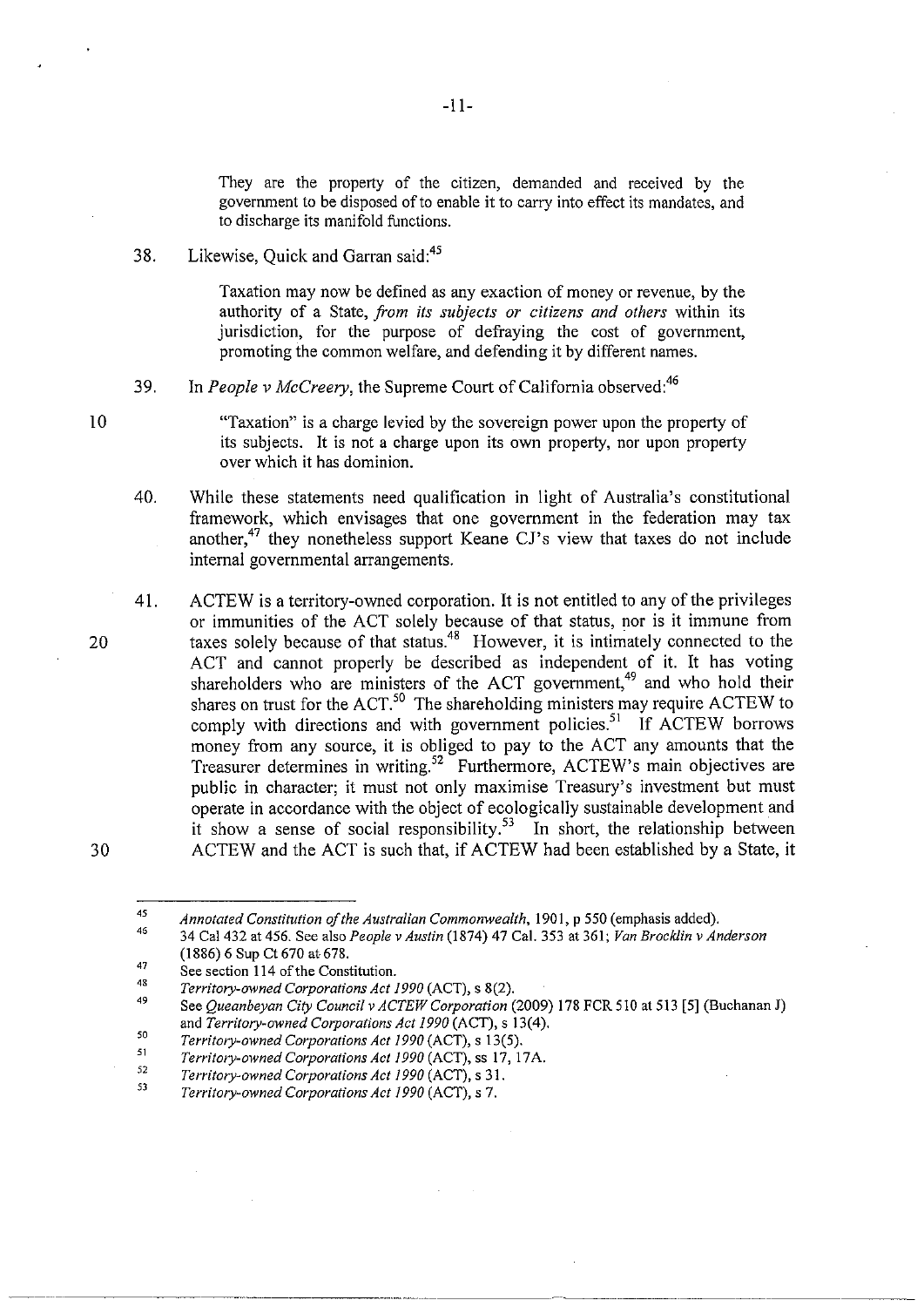> They are the property of the citizen, demanded and received by the government to be disposed of to enable it to carry into effect its mandates, and to discharge its manifold functions.

38. Likewise, Quick and Garran said:[45]

> Taxation may now be defined as any exaction of money or revenue, by the authority of a State, *from its subjects or citizens and others* within its jurisdiction, for the purpose of defraying the cost of government, promoting the common welfare, and defending it by different names.

39. In *People v McCreery*, the Supreme Court of California observed:[46]

> "Taxation" is a charge levied by the sovereign power upon the property of its subjects. It is not a charge upon its own property, nor upon property over which it has dominion.

40. While these statements need qualification in light of Australia's constitutional framework, which envisages that one government in the federation may tax another,[47] they nonetheless support Keane CJ's view that taxes do not include internal governmental arrangements.

41. ACTEW is a territory-owned corporation. It is not entitled to any of the privileges or immunities of the ACT solely because of that status, nor is it immune from taxes solely because of that status.[48] However, it is intimately connected to the ACT and cannot properly be described as independent of it. It has voting shareholders who are ministers of the ACT government,[49] and who hold their shares on trust for the ACT.[50] The shareholding ministers may require ACTEW to comply with directions and with government policies.[51] If ACTEW borrows money from any source, it is obliged to pay to the ACT any amounts that the Treasurer determines in writing.[52] Furthermore, ACTEW's main objectives are public in character; it must not only maximise Treasury's investment but must operate in accordance with the object of ecologically sustainable development and it show a sense of social responsibility.[53] In short, the relationship between ACTEW and the ACT is such that, if ACTEW had been established by a State, it

---

45 *Annotated Constitution of the Australian Commonwealth*, 1901, p 550 (emphasis added).

46 34 Cal 432 at 456. See also *People v Austin* (1874) 47 Cal. 353 at 361; *Van Brocklin v Anderson* (1886) 6 Sup Ct 670 at 678.

47 See section 114 of the Constitution.

48 *Territory-owned Corporations Act 1990* (ACT), s 8(2).

49 See *Queanbeyan City Council v ACTEW Corporation* (2009) 178 FCR 510 at 513 [5] (Buchanan J) and *Territory-owned Corporations Act 1990* (ACT), s 13(4).

50 *Territory-owned Corporations Act 1990* (ACT), s 13(5).

51 *Territory-owned Corporations Act 1990* (ACT), ss 17, 17A.

52 *Territory-owned Corporations Act 1990* (ACT), s 31.

53 *Territory-owned Corporations Act 1990* (ACT), s 7.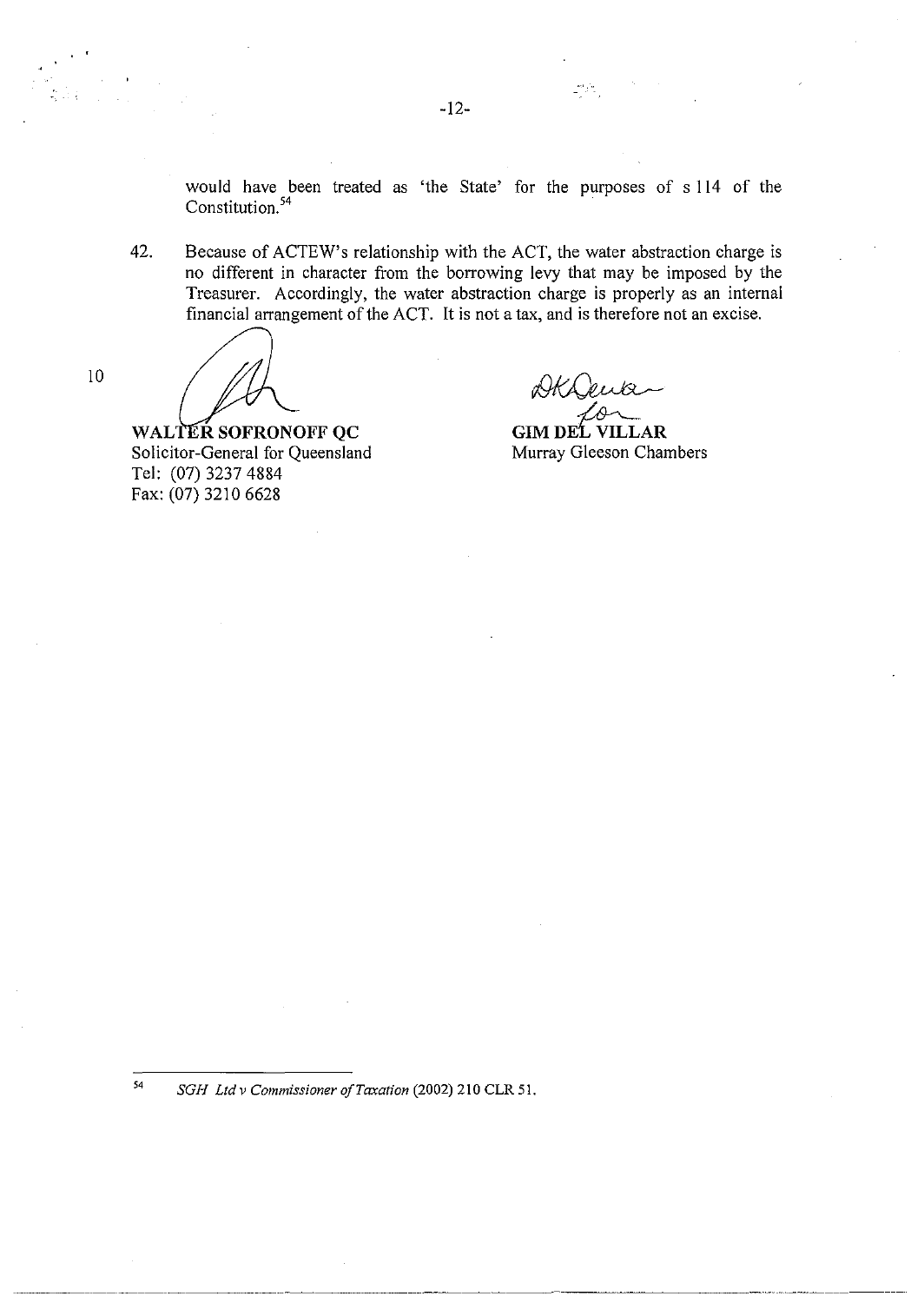would have been treated as 'the State' for the purposes of s 114 of the Constitution.[54]

42. Because of ACTEW's relationship with the ACT, the water abstraction charge is no different in character from the borrowing levy that may be imposed by the Treasurer. Accordingly, the water abstraction charge is properly as an internal financial arrangement of the ACT. It is not a tax, and is therefore not an excise.

**WALTER SOFRONOFF QC**
Solicitor-General for Queensland
Tel: (07) 3237 4884
Fax: (07) 3210 6628

**GIM DEL VILLAR**
Murray Gleeson Chambers

[54] *SGH Ltd v Commissioner of Taxation* (2002) 210 CLR 51.